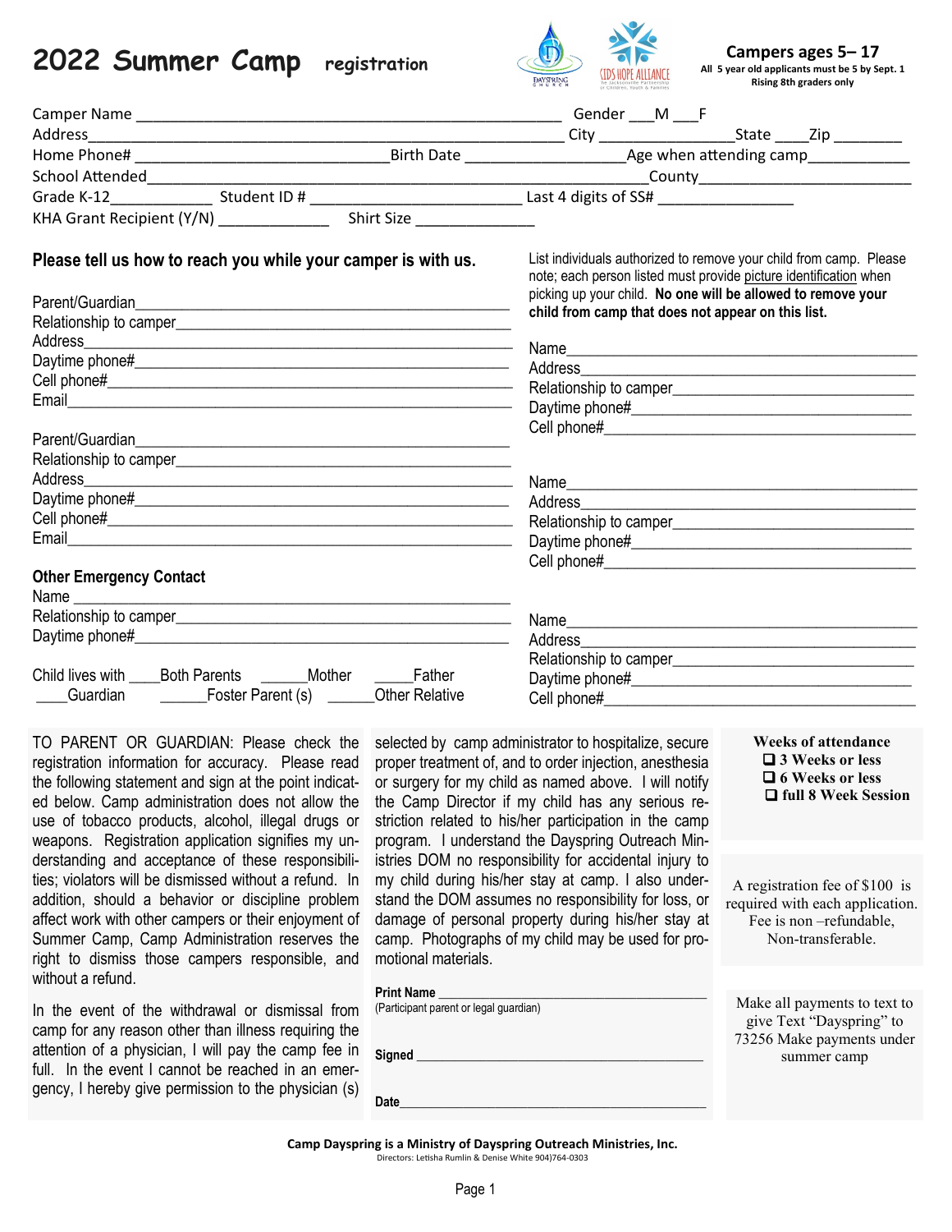# 2022 Summer Camp registration

**Campers ages 5– 17**
All 5 year old applicants must be 5 by Sept. 1
Rising 8th graders only

Camper Name ______________________________ Gender ___M ___F
Address______________________________ City _______________State ____Zip ________
Home Phone# ______________________ Birth Date _______________ Age when attending camp___________
School Attended______________________________County_______________________
Grade K-12___________ Student ID # ______________________ Last 4 digits of SS# _______________
KHA Grant Recipient (Y/N) ____________ Shirt Size _____________

## Please tell us how to reach you while your camper is with us.

Parent/Guardian_______________________________________________
Relationship to camper_________________________________________
Address______________________________________________________
Daytime phone#________________________________________________
Cell phone#___________________________________________________
Email________________________________________________________

Parent/Guardian_______________________________________________
Relationship to camper_________________________________________
Address______________________________________________________
Daytime phone#________________________________________________
Cell phone#___________________________________________________
Email________________________________________________________

**Other Emergency Contact**
Name ________________________________________________________
Relationship to camper_________________________________________
Daytime phone#________________________________________________

Child lives with ____Both Parents ______Mother _____Father
____Guardian ______Foster Parent (s) ______Other Relative

List individuals authorized to remove your child from camp. Please note; each person listed must provide picture identification when picking up your child. **No one will be allowed to remove your child from camp that does not appear on this list.**

Name_________________________________________________________
Address_______________________________________________________
Relationship to camper__________________________________________
Daytime phone#_________________________________________________
Cell phone#____________________________________________________

Name_________________________________________________________
Address_______________________________________________________
Relationship to camper__________________________________________
Daytime phone#_________________________________________________
Cell phone#____________________________________________________

Name_________________________________________________________
Address_______________________________________________________
Relationship to camper__________________________________________
Daytime phone#_________________________________________________
Cell phone#____________________________________________________

TO PARENT OR GUARDIAN: Please check the registration information for accuracy. Please read the following statement and sign at the point indicated below. Camp administration does not allow the use of tobacco products, alcohol, illegal drugs or weapons. Registration application signifies my understanding and acceptance of these responsibilities; violators will be dismissed without a refund. In addition, should a behavior or discipline problem affect work with other campers or their enjoyment of Summer Camp, Camp Administration reserves the right to dismiss those campers responsible, and without a refund.

In the event of the withdrawal or dismissal from camp for any reason other than illness requiring the attention of a physician, I will pay the camp fee in full. In the event I cannot be reached in an emergency, I hereby give permission to the physician (s) selected by camp administrator to hospitalize, secure proper treatment of, and to order injection, anesthesia or surgery for my child as named above. I will notify the Camp Director if my child has any serious restriction related to his/her participation in the camp program. I understand the Dayspring Outreach Ministries DOM no responsibility for accidental injury to my child during his/her stay at camp. I also understand the DOM assumes no responsibility for loss, or damage of personal property during his/her stay at camp. Photographs of my child may be used for promotional materials.

**Print Name** ______________________________
(Participant parent or legal guardian)

**Signed** ______________________________

**Date**______________________________

**Weeks of attendance**
- ❑ **3 Weeks or less**
- ❑ **6 Weeks or less**
- ❑ **full 8 Week Session**

A registration fee of $100 is required with each application. Fee is non –refundable, Non-transferable.

Make all payments to text to give Text "Dayspring" to 73256 Make payments under summer camp

**Camp Dayspring is a Ministry of Dayspring Outreach Ministries, Inc.**
Directors: Letisha Rumlin & Denise White 904)764-0303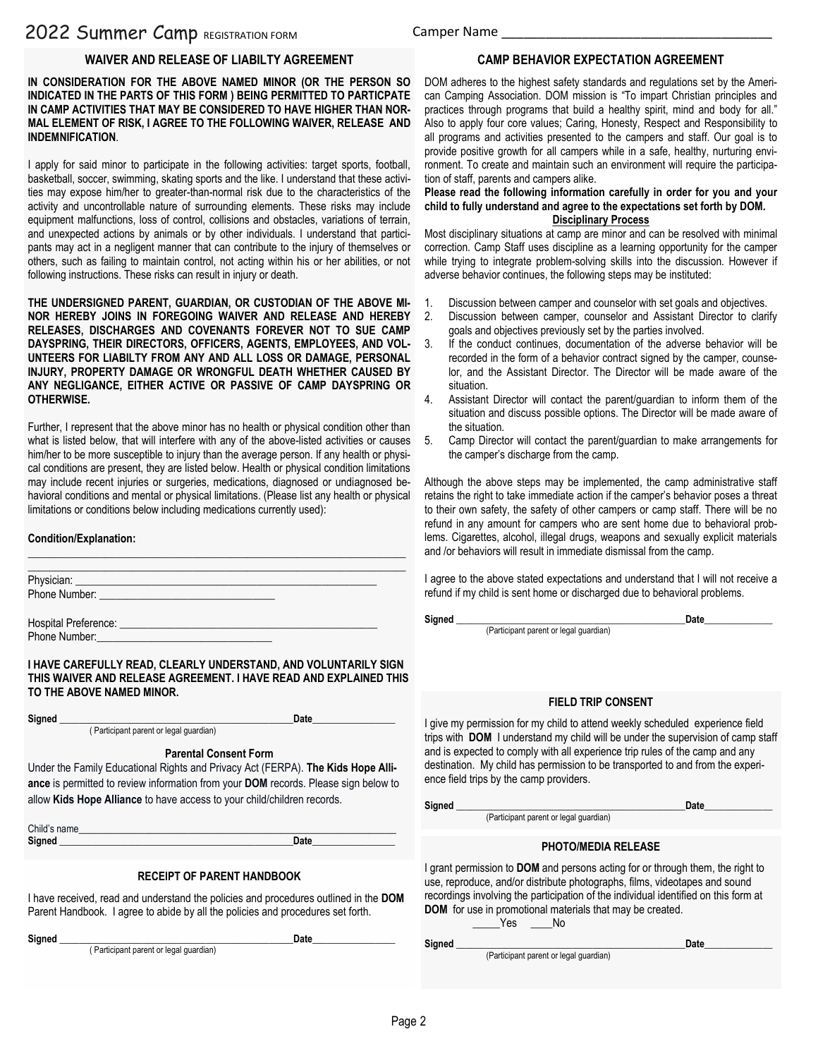# 2022 Summer Camp REGISTRATION FORM

Camper Name ______________________________________

## WAIVER AND RELEASE OF LIABILTY AGREEMENT

**IN CONSIDERATION FOR THE ABOVE NAMED MINOR (OR THE PERSON SO INDICATED IN THE PARTS OF THIS FORM ) BEING PERMITTED TO PARTICPATE IN CAMP ACTIVITIES THAT MAY BE CONSIDERED TO HAVE HIGHER THAN NORMAL ELEMENT OF RISK, I AGREE TO THE FOLLOWING WAIVER, RELEASE AND INDEMNIFICATION**.

I apply for said minor to participate in the following activities: target sports, football, basketball, soccer, swimming, skating sports and the like. I understand that these activities may expose him/her to greater-than-normal risk due to the characteristics of the activity and uncontrollable nature of surrounding elements. These risks may include equipment malfunctions, loss of control, collisions and obstacles, variations of terrain, and unexpected actions by animals or by other individuals. I understand that participants may act in a negligent manner that can contribute to the injury of themselves or others, such as failing to maintain control, not acting within his or her abilities, or not following instructions. These risks can result in injury or death.

**THE UNDERSIGNED PARENT, GUARDIAN, OR CUSTODIAN OF THE ABOVE MINOR HEREBY JOINS IN FOREGOING WAIVER AND RELEASE AND HEREBY RELEASES, DISCHARGES AND COVENANTS FOREVER NOT TO SUE CAMP DAYSPRING, THEIR DIRECTORS, OFFICERS, AGENTS, EMPLOYEES, AND VOLUNTEERS FOR LIABILTY FROM ANY AND ALL LOSS OR DAMAGE, PERSONAL INJURY, PROPERTY DAMAGE OR WRONGFUL DEATH WHETHER CAUSED BY ANY NEGLIGANCE, EITHER ACTIVE OR PASSIVE OF CAMP DAYSPRING OR OTHERWISE.**

Further, I represent that the above minor has no health or physical condition other than what is listed below, that will interfere with any of the above-listed activities or causes him/her to be more susceptible to injury than the average person. If any health or physical conditions are present, they are listed below. Health or physical condition limitations may include recent injuries or surgeries, medications, diagnosed or undiagnosed behavioral conditions and mental or physical limitations. (Please list any health or physical limitations or conditions below including medications currently used):

**Condition/Explanation:**

______________________________________________________________________

______________________________________________________________________

Physician: ____________________________________________________________

Phone Number: _________________________________

Hospital Preference: ___________________________________________________

Phone Number: _________________________________

**I HAVE CAREFULLY READ, CLEARLY UNDERSTAND, AND VOLUNTARILY SIGN THIS WAIVER AND RELEASE AGREEMENT. I HAVE READ AND EXPLAINED THIS TO THE ABOVE NAMED MINOR.**

**Signed** ______________________________________________ **Date**________________
( Participant parent or legal guardian)

### Parental Consent Form

Under the Family Educational Rights and Privacy Act (FERPA). **The Kids Hope Alliance** is permitted to review information from your **DOM** records. Please sign below to allow **Kids Hope Alliance** to have access to your child/children records.

Child's name_________________________________________________________________

**Signed** ______________________________________________ **Date**________________

## RECEIPT OF PARENT HANDBOOK

I have received, read and understand the policies and procedures outlined in the **DOM** Parent Handbook. I agree to abide by all the policies and procedures set forth.

**Signed** ______________________________________________ **Date**________________
( Participant parent or legal guardian)

## CAMP BEHAVIOR EXPECTATION AGREEMENT

DOM adheres to the highest safety standards and regulations set by the American Camping Association. DOM mission is "To impart Christian principles and practices through programs that build a healthy spirit, mind and body for all." Also to apply four core values; Caring, Honesty, Respect and Responsibility to all programs and activities presented to the campers and staff. Our goal is to provide positive growth for all campers while in a safe, healthy, nurturing environment. To create and maintain such an environment will require the participation of staff, parents and campers alike.

**Please read the following information carefully in order for you and your child to fully understand and agree to the expectations set forth by DOM.**

### Disciplinary Process

Most disciplinary situations at camp are minor and can be resolved with minimal correction. Camp Staff uses discipline as a learning opportunity for the camper while trying to integrate problem-solving skills into the discussion. However if adverse behavior continues, the following steps may be instituted:

1. Discussion between camper and counselor with set goals and objectives.
2. Discussion between camper, counselor and Assistant Director to clarify goals and objectives previously set by the parties involved.
3. If the conduct continues, documentation of the adverse behavior will be recorded in the form of a behavior contract signed by the camper, counselor, and the Assistant Director. The Director will be made aware of the situation.
4. Assistant Director will contact the parent/guardian to inform them of the situation and discuss possible options. The Director will be made aware of the situation.
5. Camp Director will contact the parent/guardian to make arrangements for the camper's discharge from the camp.

Although the above steps may be implemented, the camp administrative staff retains the right to take immediate action if the camper's behavior poses a threat to their own safety, the safety of other campers or camp staff. There will be no refund in any amount for campers who are sent home due to behavioral problems. Cigarettes, alcohol, illegal drugs, weapons and sexually explicit materials and /or behaviors will result in immediate dismissal from the camp.

I agree to the above stated expectations and understand that I will not receive a refund if my child is sent home or discharged due to behavioral problems.

**Signed** ______________________________________________ **Date**______________
(Participant parent or legal guardian)

## FIELD TRIP CONSENT

I give my permission for my child to attend weekly scheduled experience field trips with **DOM** I understand my child will be under the supervision of camp staff and is expected to comply with all experience trip rules of the camp and any destination. My child has permission to be transported to and from the experience field trips by the camp providers.

**Signed** ______________________________________________ **Date**______________
(Participant parent or legal guardian)

## PHOTO/MEDIA RELEASE

I grant permission to **DOM** and persons acting for or through them, the right to use, reproduce, and/or distribute photographs, films, videotapes and sound recordings involving the participation of the individual identified on this form at **DOM** for use in promotional materials that may be created.

_____Yes ____No

**Signed** ______________________________________________ **Date**______________
(Participant parent or legal guardian)